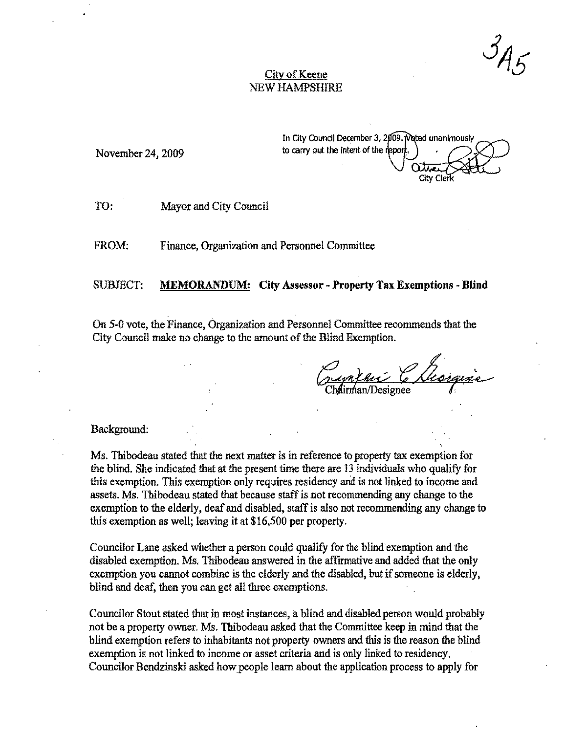3A5

City of Keene
NEW HAMPSHIRE

In City Council December 3, 2009. Voted unanimously to carry out the intent of the report.

City Clerk

November 24, 2009

TO: Mayor and City Council

FROM: Finance, Organization and Personnel Committee

SUBJECT: **MEMORANDUM: City Assessor - Property Tax Exemptions - Blind**

On 5-0 vote, the Finance, Organization and Personnel Committee recommends that the City Council make no change to the amount of the Blind Exemption.

Chairman/Designee

Background:

Ms. Thibodeau stated that the next matter is in reference to property tax exemption for the blind. She indicated that at the present time there are 13 individuals who qualify for this exemption. This exemption only requires residency and is not linked to income and assets. Ms. Thibodeau stated that because staff is not recommending any change to the exemption to the elderly, deaf and disabled, staff is also not recommending any change to this exemption as well; leaving it at $16,500 per property.

Councilor Lane asked whether a person could qualify for the blind exemption and the disabled exemption. Ms. Thibodeau answered in the affirmative and added that the only exemption you cannot combine is the elderly and the disabled, but if someone is elderly, blind and deaf, then you can get all three exemptions.

Councilor Stout stated that in most instances, a blind and disabled person would probably not be a property owner. Ms. Thibodeau asked that the Committee keep in mind that the blind exemption refers to inhabitants not property owners and this is the reason the blind exemption is not linked to income or asset criteria and is only linked to residency. Councilor Bendzinski asked how people learn about the application process to apply for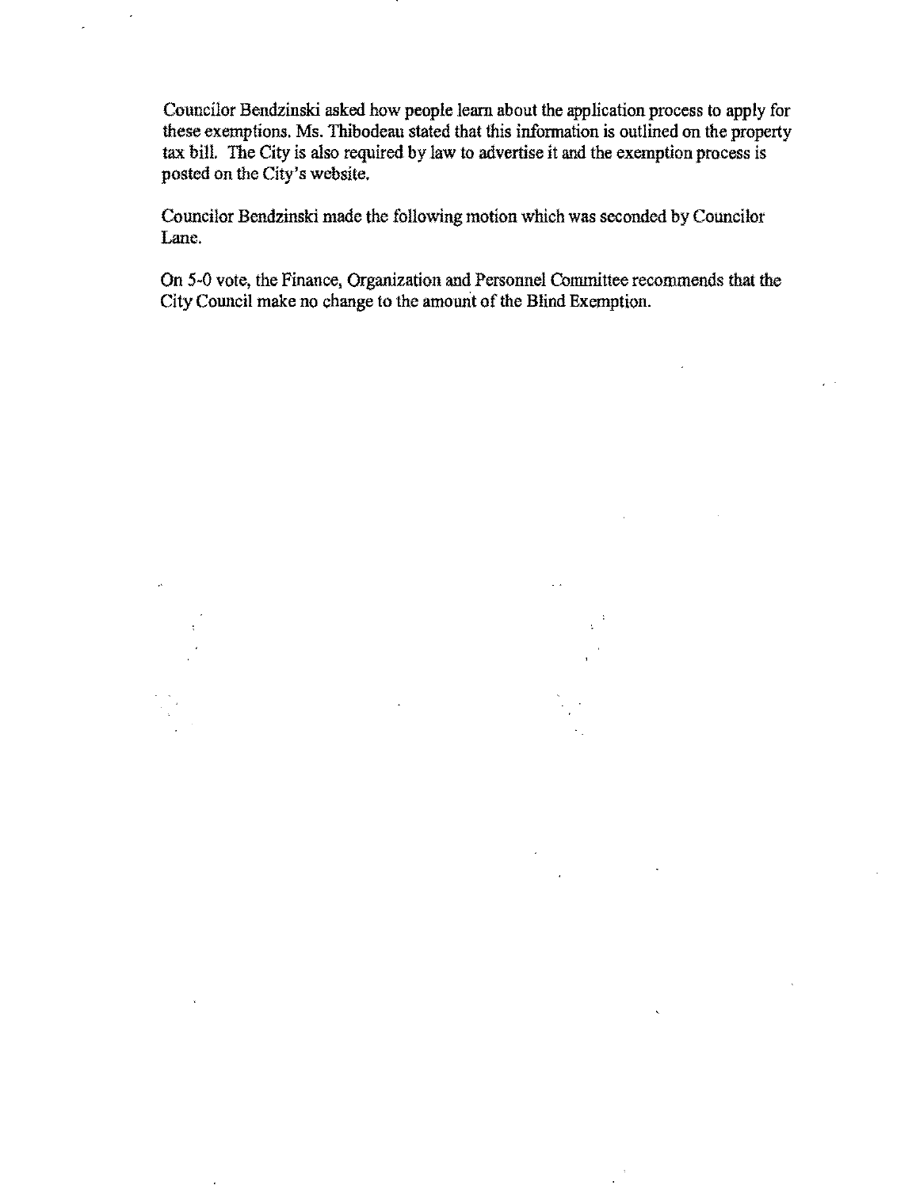Councilor Bendzinski asked how people learn about the application process to apply for these exemptions. Ms. Thibodeau stated that this information is outlined on the property tax bill. The City is also required by law to advertise it and the exemption process is posted on the City's website.

Councilor Bendzinski made the following motion which was seconded by Councilor Lane.

On 5-0 vote, the Finance, Organization and Personnel Committee recommends that the City Council make no change to the amount of the Blind Exemption.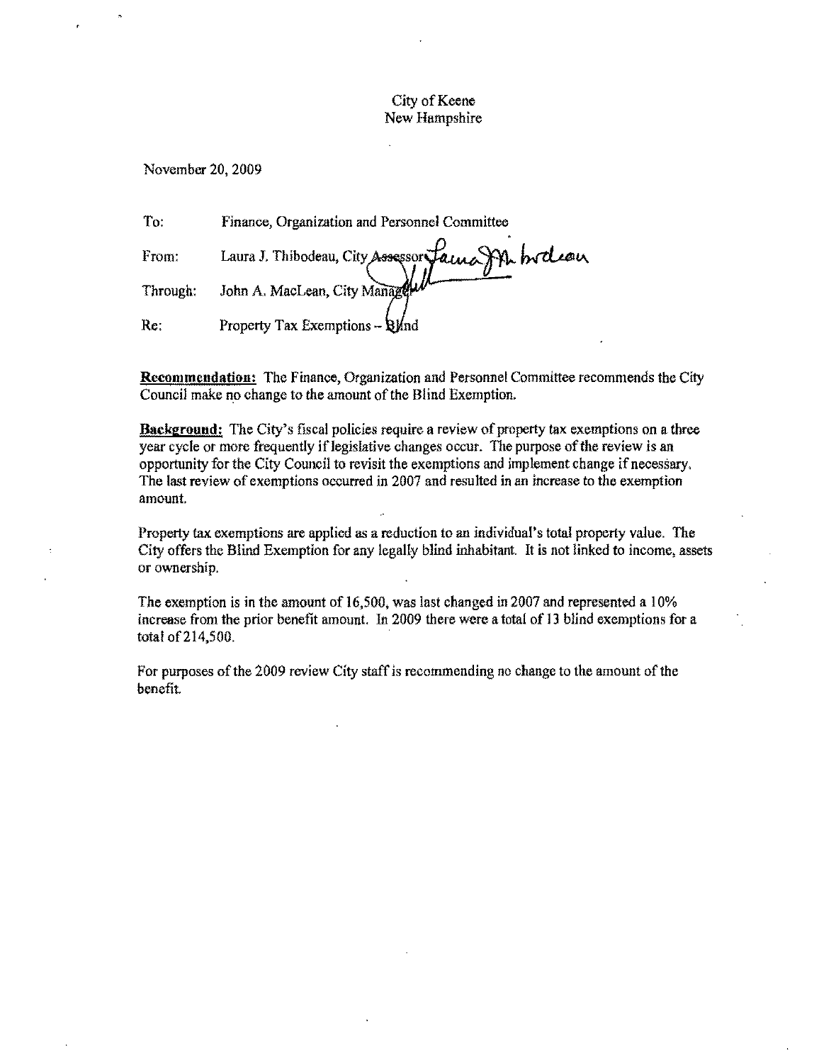City of Keene
New Hampshire

November 20, 2009

To: Finance, Organization and Personnel Committee

From: Laura J. Thibodeau, City Assessor

Through: John A. MacLean, City Manager

Re: Property Tax Exemptions – Blind

**Recommendation:** The Finance, Organization and Personnel Committee recommends the City Council make no change to the amount of the Blind Exemption.

**Background:** The City's fiscal policies require a review of property tax exemptions on a three year cycle or more frequently if legislative changes occur. The purpose of the review is an opportunity for the City Council to revisit the exemptions and implement change if necessary. The last review of exemptions occurred in 2007 and resulted in an increase to the exemption amount.

Property tax exemptions are applied as a reduction to an individual's total property value. The City offers the Blind Exemption for any legally blind inhabitant. It is not linked to income, assets or ownership.

The exemption is in the amount of 16,500, was last changed in 2007 and represented a 10% increase from the prior benefit amount. In 2009 there were a total of 13 blind exemptions for a total of 214,500.

For purposes of the 2009 review City staff is recommending no change to the amount of the benefit.